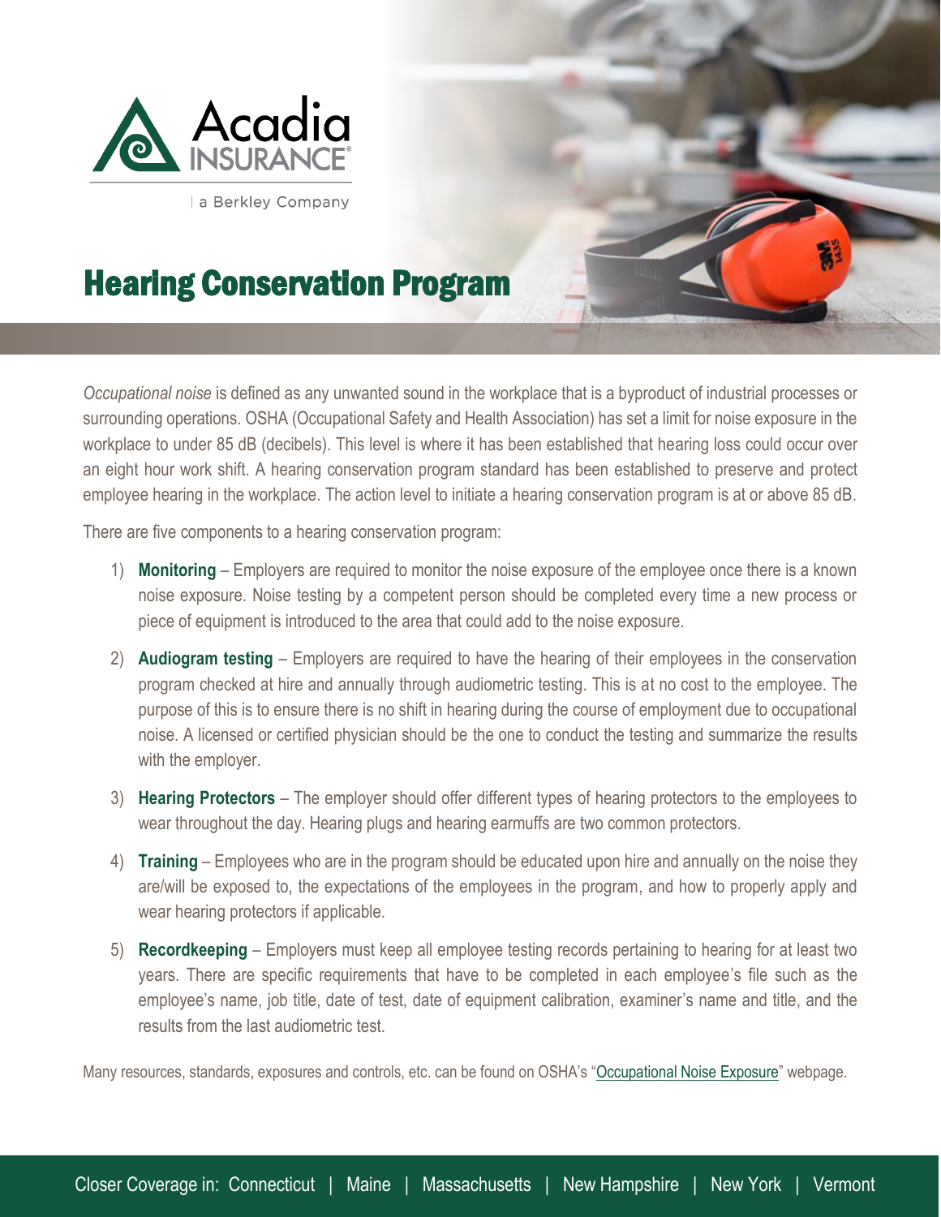Acadia INSURANCE

a Berkley Company

# Hearing Conservation Program

*Occupational noise* is defined as any unwanted sound in the workplace that is a byproduct of industrial processes or surrounding operations. OSHA (Occupational Safety and Health Association) has set a limit for noise exposure in the workplace to under 85 dB (decibels). This level is where it has been established that hearing loss could occur over an eight hour work shift. A hearing conservation program standard has been established to preserve and protect employee hearing in the workplace. The action level to initiate a hearing conservation program is at or above 85 dB.

There are five components to a hearing conservation program:

1) **Monitoring** – Employers are required to monitor the noise exposure of the employee once there is a known noise exposure. Noise testing by a competent person should be completed every time a new process or piece of equipment is introduced to the area that could add to the noise exposure.

2) **Audiogram testing** – Employers are required to have the hearing of their employees in the conservation program checked at hire and annually through audiometric testing. This is at no cost to the employee. The purpose of this is to ensure there is no shift in hearing during the course of employment due to occupational noise. A licensed or certified physician should be the one to conduct the testing and summarize the results with the employer.

3) **Hearing Protectors** – The employer should offer different types of hearing protectors to the employees to wear throughout the day. Hearing plugs and hearing earmuffs are two common protectors.

4) **Training** – Employees who are in the program should be educated upon hire and annually on the noise they are/will be exposed to, the expectations of the employees in the program, and how to properly apply and wear hearing protectors if applicable.

5) **Recordkeeping** – Employers must keep all employee testing records pertaining to hearing for at least two years. There are specific requirements that have to be completed in each employee's file such as the employee's name, job title, date of test, date of equipment calibration, examiner's name and title, and the results from the last audiometric test.

Many resources, standards, exposures and controls, etc. can be found on OSHA's "Occupational Noise Exposure" webpage.

Closer Coverage in: Connecticut | Maine | Massachusetts | New Hampshire | New York | Vermont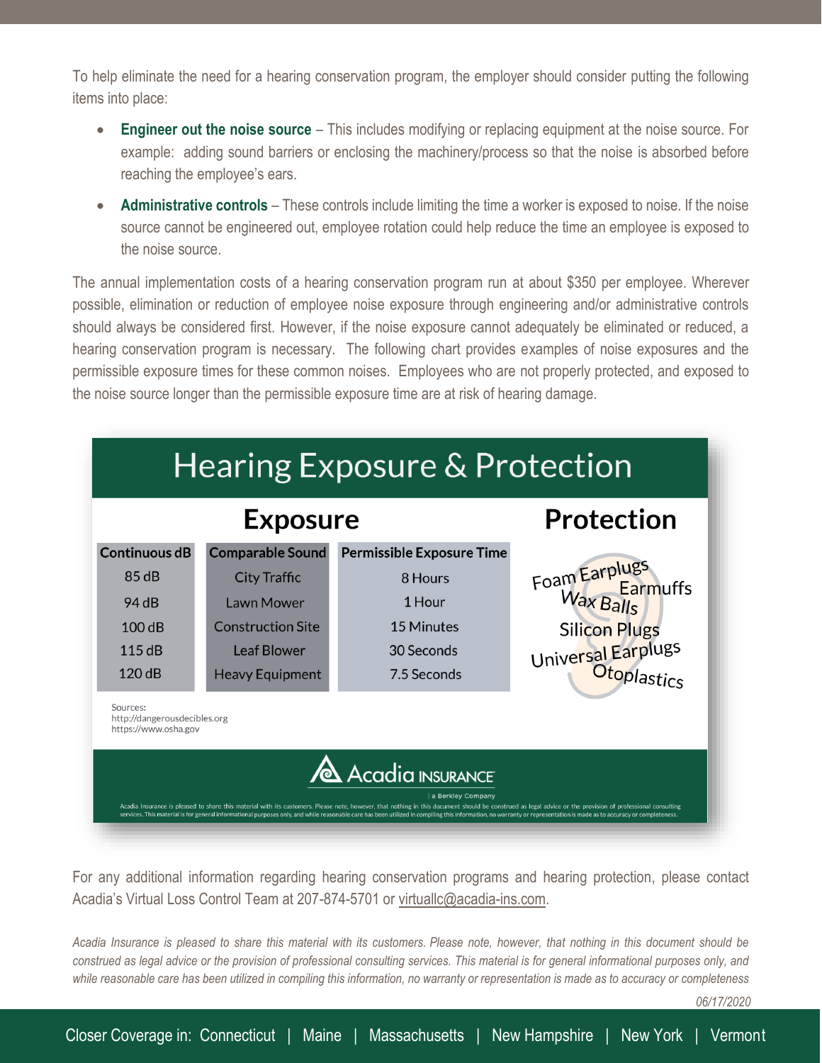To help eliminate the need for a hearing conservation program, the employer should consider putting the following items into place:

- **Engineer out the noise source** – This includes modifying or replacing equipment at the noise source. For example: adding sound barriers or enclosing the machinery/process so that the noise is absorbed before reaching the employee's ears.
- **Administrative controls** – These controls include limiting the time a worker is exposed to noise. If the noise source cannot be engineered out, employee rotation could help reduce the time an employee is exposed to the noise source.

The annual implementation costs of a hearing conservation program run at about $350 per employee. Wherever possible, elimination or reduction of employee noise exposure through engineering and/or administrative controls should always be considered first. However, if the noise exposure cannot adequately be eliminated or reduced, a hearing conservation program is necessary. The following chart provides examples of noise exposures and the permissible exposure times for these common noises. Employees who are not properly protected, and exposed to the noise source longer than the permissible exposure time are at risk of hearing damage.

## Hearing Exposure & Protection

### Exposure

| Continuous dB | Comparable Sound | Permissible Exposure Time |
|---|---|---|
| 85 dB | City Traffic | 8 Hours |
| 94 dB | Lawn Mower | 1 Hour |
| 100 dB | Construction Site | 15 Minutes |
| 115 dB | Leaf Blower | 30 Seconds |
| 120 dB | Heavy Equipment | 7.5 Seconds |

### Protection

Foam Earplugs
Earmuffs
Wax Balls
Silicon Plugs
Universal Earplugs
Otoplastics

Sources:
http://dangerousdecibles.org
https://www.osha.gov

Acadia INSURANCE | a Berkley Company

Acadia Insurance is pleased to share this material with its customers. Please note, however, that nothing in this document should be construed as legal advice or the provision of professional consulting services. This material is for general informational purposes only, and while reasonable care has been utilized in compiling this information, no warranty or representation is made as to accuracy or completeness.

For any additional information regarding hearing conservation programs and hearing protection, please contact Acadia's Virtual Loss Control Team at 207-874-5701 or virtuallc@acadia-ins.com.

*Acadia Insurance is pleased to share this material with its customers. Please note, however, that nothing in this document should be construed as legal advice or the provision of professional consulting services. This material is for general informational purposes only, and while reasonable care has been utilized in compiling this information, no warranty or representation is made as to accuracy or completeness*

*06/17/2020*

Closer Coverage in: Connecticut | Maine | Massachusetts | New Hampshire | New York | Vermont